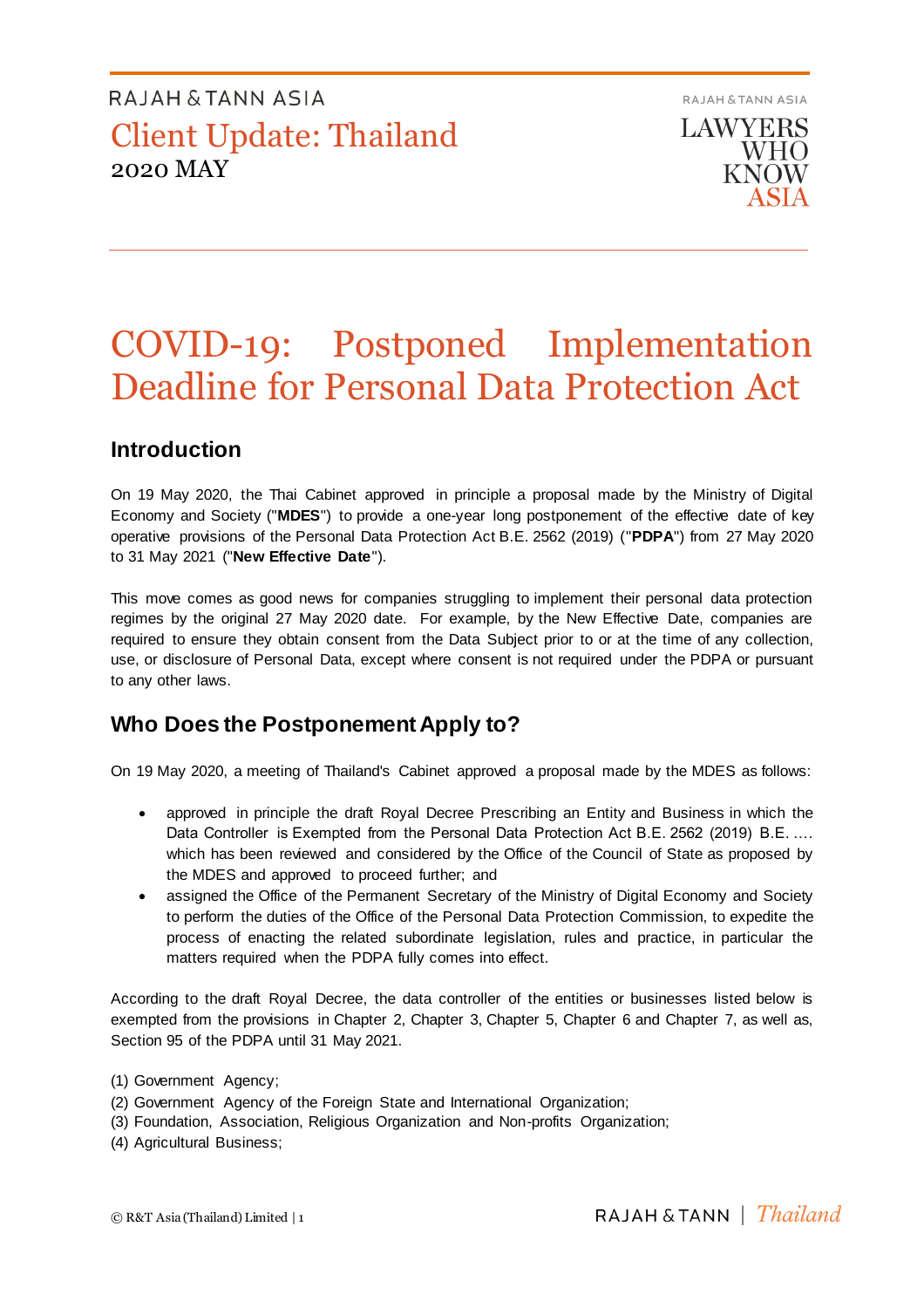RAJAH & TANN ASIA

# Client Update: Thailand

2020 MAY

RAJAH & TANN ASIA

LAWYERS WHO KNOW ASIA

# COVID-19: Postponed Implementation Deadline for Personal Data Protection Act

## Introduction

On 19 May 2020, the Thai Cabinet approved in principle a proposal made by the Ministry of Digital Economy and Society ("**MDES**") to provide a one-year long postponement of the effective date of key operative provisions of the Personal Data Protection Act B.E. 2562 (2019) ("**PDPA**") from 27 May 2020 to 31 May 2021 ("**New Effective Date**").

This move comes as good news for companies struggling to implement their personal data protection regimes by the original 27 May 2020 date. For example, by the New Effective Date, companies are required to ensure they obtain consent from the Data Subject prior to or at the time of any collection, use, or disclosure of Personal Data, except where consent is not required under the PDPA or pursuant to any other laws.

## Who Does the Postponement Apply to?

On 19 May 2020, a meeting of Thailand's Cabinet approved a proposal made by the MDES as follows:

- approved in principle the draft Royal Decree Prescribing an Entity and Business in which the Data Controller is Exempted from the Personal Data Protection Act B.E. 2562 (2019) B.E. …. which has been reviewed and considered by the Office of the Council of State as proposed by the MDES and approved to proceed further; and
- assigned the Office of the Permanent Secretary of the Ministry of Digital Economy and Society to perform the duties of the Office of the Personal Data Protection Commission, to expedite the process of enacting the related subordinate legislation, rules and practice, in particular the matters required when the PDPA fully comes into effect.

According to the draft Royal Decree, the data controller of the entities or businesses listed below is exempted from the provisions in Chapter 2, Chapter 3, Chapter 5, Chapter 6 and Chapter 7, as well as, Section 95 of the PDPA until 31 May 2021.

(1) Government Agency;
(2) Government Agency of the Foreign State and International Organization;
(3) Foundation, Association, Religious Organization and Non-profits Organization;
(4) Agricultural Business;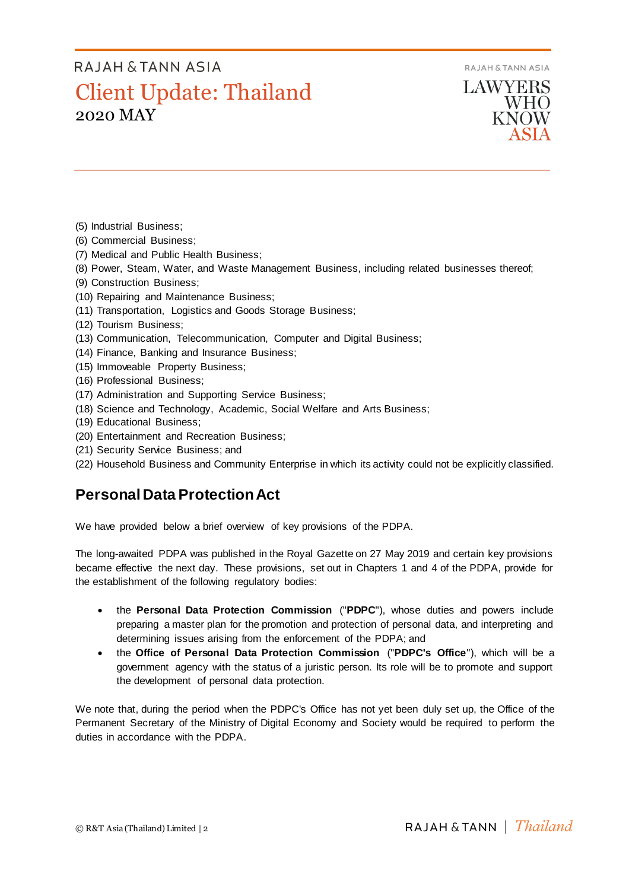(5) Industrial Business;
(6) Commercial Business;
(7) Medical and Public Health Business;
(8) Power, Steam, Water, and Waste Management Business, including related businesses thereof;
(9) Construction Business;
(10) Repairing and Maintenance Business;
(11) Transportation, Logistics and Goods Storage Business;
(12) Tourism Business;
(13) Communication, Telecommunication, Computer and Digital Business;
(14) Finance, Banking and Insurance Business;
(15) Immoveable Property Business;
(16) Professional Business;
(17) Administration and Supporting Service Business;
(18) Science and Technology, Academic, Social Welfare and Arts Business;
(19) Educational Business;
(20) Entertainment and Recreation Business;
(21) Security Service Business; and
(22) Household Business and Community Enterprise in which its activity could not be explicitly classified.

## Personal Data Protection Act

We have provided below a brief overview of key provisions of the PDPA.

The long-awaited PDPA was published in the Royal Gazette on 27 May 2019 and certain key provisions became effective the next day. These provisions, set out in Chapters 1 and 4 of the PDPA, provide for the establishment of the following regulatory bodies:

- the **Personal Data Protection Commission** ("**PDPC**"), whose duties and powers include preparing a master plan for the promotion and protection of personal data, and interpreting and determining issues arising from the enforcement of the PDPA; and
- the **Office of Personal Data Protection Commission** ("**PDPC's Office**"), which will be a government agency with the status of a juristic person. Its role will be to promote and support the development of personal data protection.

We note that, during the period when the PDPC's Office has not yet been duly set up, the Office of the Permanent Secretary of the Ministry of Digital Economy and Society would be required to perform the duties in accordance with the PDPA.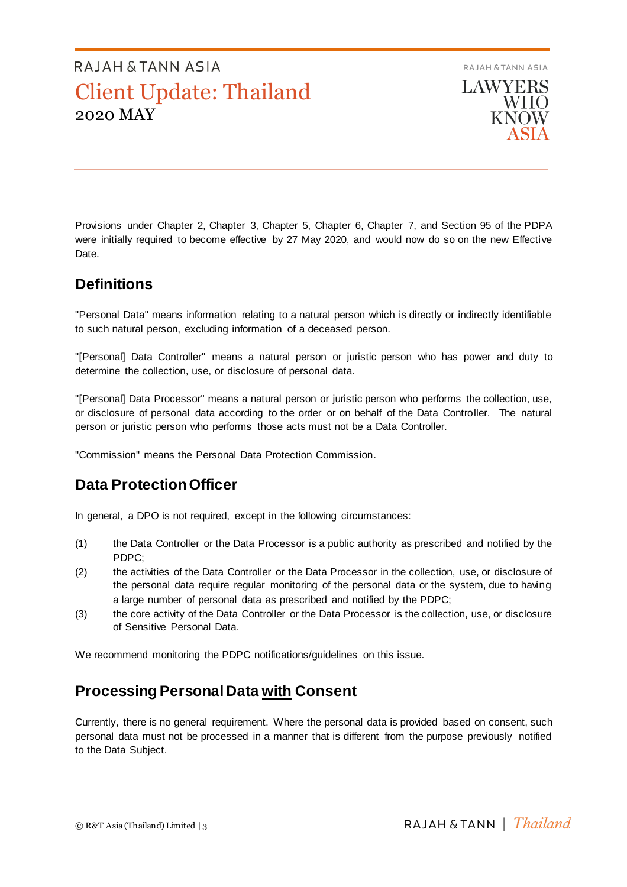Provisions under Chapter 2, Chapter 3, Chapter 5, Chapter 6, Chapter 7, and Section 95 of the PDPA were initially required to become effective by 27 May 2020, and would now do so on the new Effective Date.

## Definitions

"Personal Data" means information relating to a natural person which is directly or indirectly identifiable to such natural person, excluding information of a deceased person.

"[Personal] Data Controller" means a natural person or juristic person who has power and duty to determine the collection, use, or disclosure of personal data.

"[Personal] Data Processor" means a natural person or juristic person who performs the collection, use, or disclosure of personal data according to the order or on behalf of the Data Controller. The natural person or juristic person who performs those acts must not be a Data Controller.

"Commission" means the Personal Data Protection Commission.

## Data Protection Officer

In general, a DPO is not required, except in the following circumstances:

(1) the Data Controller or the Data Processor is a public authority as prescribed and notified by the PDPC;

(2) the activities of the Data Controller or the Data Processor in the collection, use, or disclosure of the personal data require regular monitoring of the personal data or the system, due to having a large number of personal data as prescribed and notified by the PDPC;

(3) the core activity of the Data Controller or the Data Processor is the collection, use, or disclosure of Sensitive Personal Data.

We recommend monitoring the PDPC notifications/guidelines on this issue.

## Processing Personal Data <u>with</u> Consent

Currently, there is no general requirement. Where the personal data is provided based on consent, such personal data must not be processed in a manner that is different from the purpose previously notified to the Data Subject.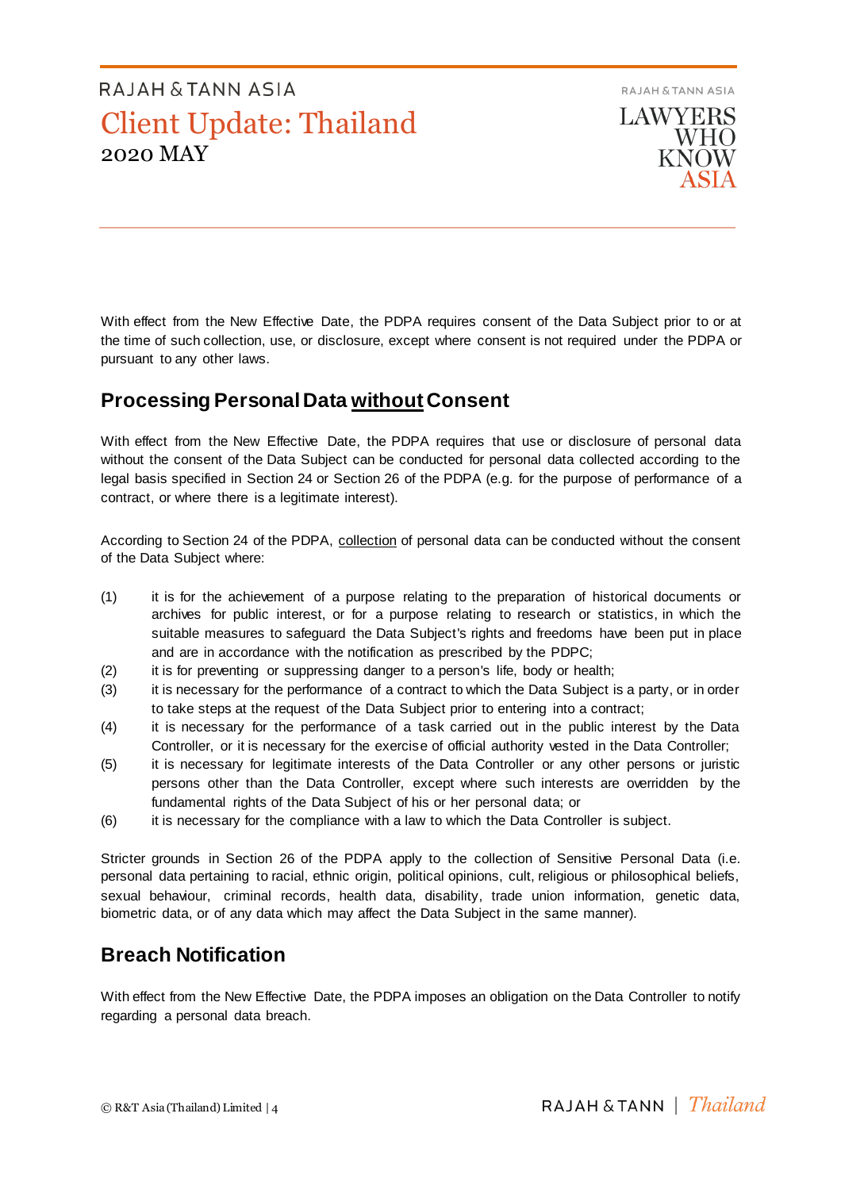With effect from the New Effective Date, the PDPA requires consent of the Data Subject prior to or at the time of such collection, use, or disclosure, except where consent is not required under the PDPA or pursuant to any other laws.

## Processing Personal Data <u>without</u> Consent

With effect from the New Effective Date, the PDPA requires that use or disclosure of personal data without the consent of the Data Subject can be conducted for personal data collected according to the legal basis specified in Section 24 or Section 26 of the PDPA (e.g. for the purpose of performance of a contract, or where there is a legitimate interest).

According to Section 24 of the PDPA, <u>collection</u> of personal data can be conducted without the consent of the Data Subject where:

(1) it is for the achievement of a purpose relating to the preparation of historical documents or archives for public interest, or for a purpose relating to research or statistics, in which the suitable measures to safeguard the Data Subject's rights and freedoms have been put in place and are in accordance with the notification as prescribed by the PDPC;

(2) it is for preventing or suppressing danger to a person's life, body or health;

(3) it is necessary for the performance of a contract to which the Data Subject is a party, or in order to take steps at the request of the Data Subject prior to entering into a contract;

(4) it is necessary for the performance of a task carried out in the public interest by the Data Controller, or it is necessary for the exercise of official authority vested in the Data Controller;

(5) it is necessary for legitimate interests of the Data Controller or any other persons or juristic persons other than the Data Controller, except where such interests are overridden by the fundamental rights of the Data Subject of his or her personal data; or

(6) it is necessary for the compliance with a law to which the Data Controller is subject.

Stricter grounds in Section 26 of the PDPA apply to the collection of Sensitive Personal Data (i.e. personal data pertaining to racial, ethnic origin, political opinions, cult, religious or philosophical beliefs, sexual behaviour, criminal records, health data, disability, trade union information, genetic data, biometric data, or of any data which may affect the Data Subject in the same manner).

## Breach Notification

With effect from the New Effective Date, the PDPA imposes an obligation on the Data Controller to notify regarding a personal data breach.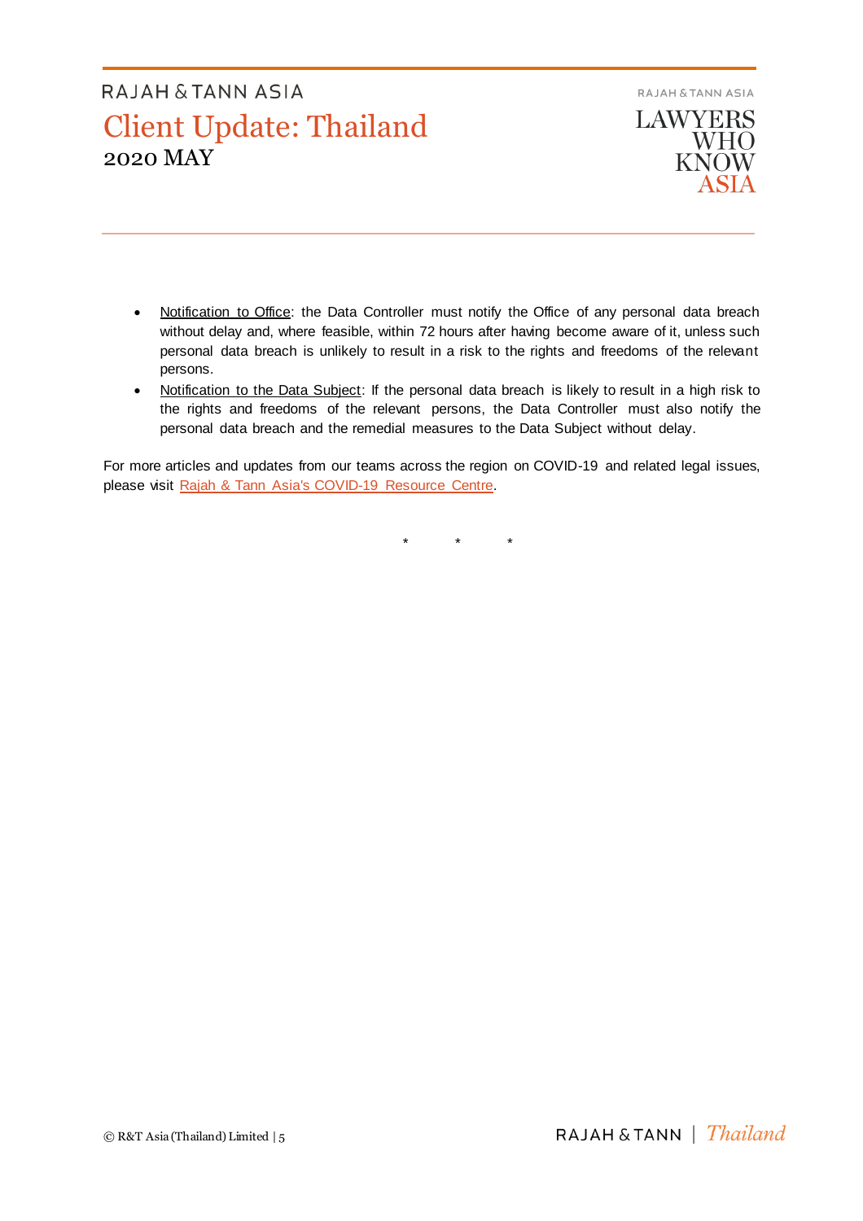- Notification to Office: the Data Controller must notify the Office of any personal data breach without delay and, where feasible, within 72 hours after having become aware of it, unless such personal data breach is unlikely to result in a risk to the rights and freedoms of the relevant persons.
- Notification to the Data Subject: If the personal data breach is likely to result in a high risk to the rights and freedoms of the relevant persons, the Data Controller must also notify the personal data breach and the remedial measures to the Data Subject without delay.

For more articles and updates from our teams across the region on COVID-19 and related legal issues, please visit Rajah & Tann Asia's COVID-19 Resource Centre.

\* \* \*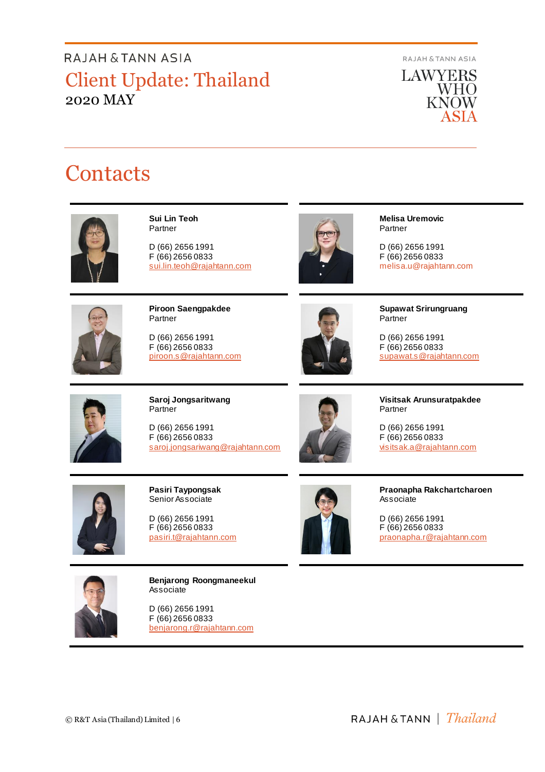# Contacts

**Sui Lin Teoh**
Partner

D (66) 2656 1991
F (66) 2656 0833
sui.lin.teoh@rajahtann.com

**Melisa Uremovic**
Partner

D (66) 2656 1991
F (66) 2656 0833
melisa.u@rajahtann.com

**Piroon Saengpakdee**
Partner

D (66) 2656 1991
F (66) 2656 0833
piroon.s@rajahtann.com

**Supawat Srirungruang**
Partner

D (66) 2656 1991
F (66) 2656 0833
supawat.s@rajahtann.com

**Saroj Jongsaritwang**
Partner

D (66) 2656 1991
F (66) 2656 0833
saroj.jongsariwang@rajahtann.com

**Visitsak Arunsuratpakdee**
Partner

D (66) 2656 1991
F (66) 2656 0833
visitsak.a@rajahtann.com

**Pasiri Taypongsak**
Senior Associate

D (66) 2656 1991
F (66) 2656 0833
pasiri.t@rajahtann.com

**Praonapha Rakchartcharoen**
Associate

D (66) 2656 1991
F (66) 2656 0833
praonapha.r@rajahtann.com

**Benjarong Roongmaneekul**
Associate

D (66) 2656 1991
F (66) 2656 0833
benjarong.r@rajahtann.com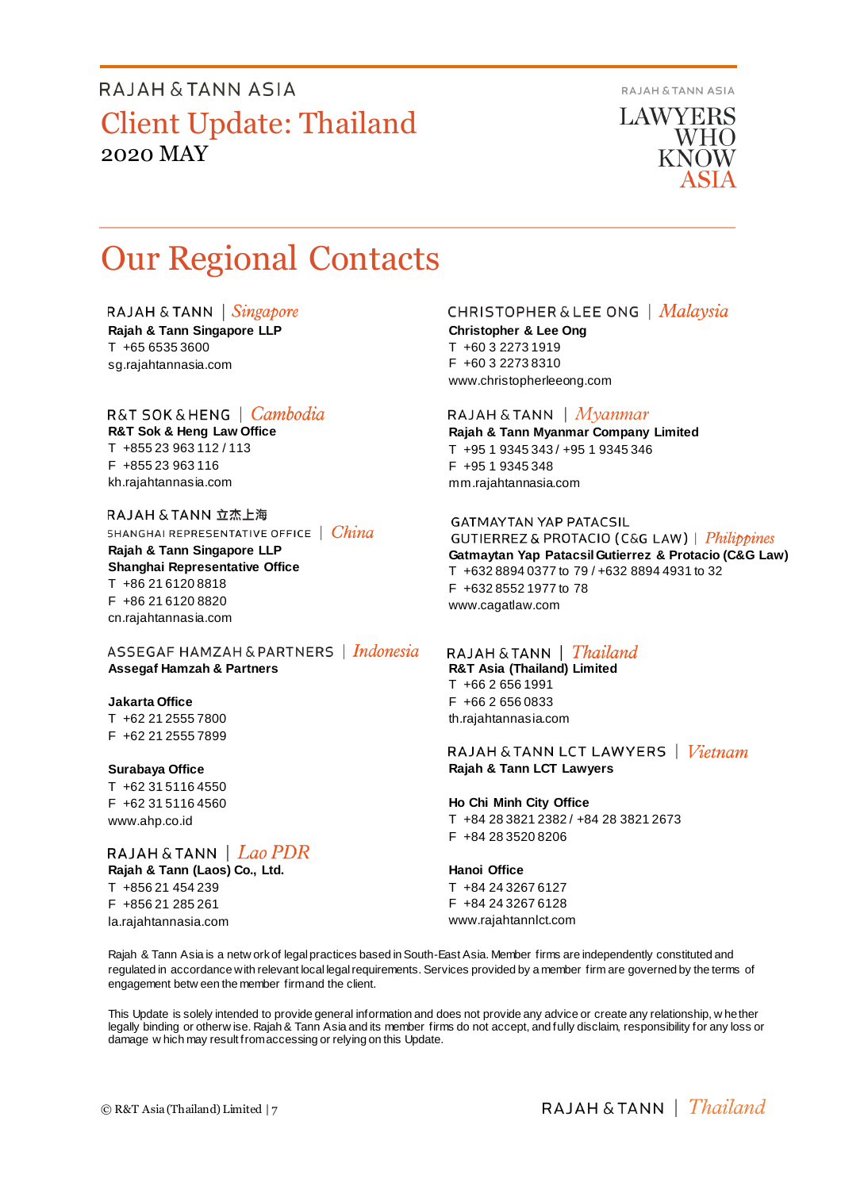# Our Regional Contacts

RAJAH & TANN | *Singapore*

**Rajah & Tann Singapore LLP**
T +65 6535 3600
sg.rajahtannasia.com

R&T SOK & HENG | *Cambodia*

**R&T Sok & Heng Law Office**
T +855 23 963 112 / 113
F +855 23 963 116
kh.rajahtannasia.com

RAJAH & TANN 立杰上海
SHANGHAI REPRESENTATIVE OFFICE | *China*

**Rajah & Tann Singapore LLP**
**Shanghai Representative Office**
T +86 21 6120 8818
F +86 21 6120 8820
cn.rajahtannasia.com

ASSEGAF HAMZAH & PARTNERS | *Indonesia*

**Assegaf Hamzah & Partners**

**Jakarta Office**
T +62 21 2555 7800
F +62 21 2555 7899

**Surabaya Office**
T +62 31 5116 4550
F +62 31 5116 4560
www.ahp.co.id

RAJAH & TANN | *Lao PDR*

**Rajah & Tann (Laos) Co., Ltd.**
T +856 21 454 239
F +856 21 285 261
la.rajahtannasia.com

CHRISTOPHER & LEE ONG | *Malaysia*

**Christopher & Lee Ong**
T +60 3 2273 1919
F +60 3 2273 8310
www.christopherleeong.com

RAJAH & TANN | *Myanmar*

**Rajah & Tann Myanmar Company Limited**
T +95 1 9345 343 / +95 1 9345 346
F +95 1 9345 348
mm.rajahtannasia.com

GATMAYTAN YAP PATACSIL
GUTIERREZ & PROTACIO (C&G LAW) | *Philippines*

**Gatmaytan Yap Patacsil Gutierrez & Protacio (C&G Law)**
T +632 8894 0377 to 79 / +632 8894 4931 to 32
F +632 8552 1977 to 78
www.cagatlaw.com

RAJAH & TANN | *Thailand*

**R&T Asia (Thailand) Limited**
T +66 2 656 1991
F +66 2 656 0833
th.rajahtannasia.com

RAJAH & TANN LCT LAWYERS | *Vietnam*

**Rajah & Tann LCT Lawyers**

**Ho Chi Minh City Office**
T +84 28 3821 2382 / +84 28 3821 2673
F +84 28 3520 8206

**Hanoi Office**
T +84 24 3267 6127
F +84 24 3267 6128
www.rajahtannlct.com

Rajah & Tann Asia is a network of legal practices based in South-East Asia. Member firms are independently constituted and regulated in accordance with relevant local legal requirements. Services provided by a member firm are governed by the terms of engagement between the member firm and the client.

This Update is solely intended to provide general information and does not provide any advice or create any relationship, whether legally binding or otherwise. Rajah & Tann Asia and its member firms do not accept, and fully disclaim, responsibility for any loss or damage which may result from accessing or relying on this Update.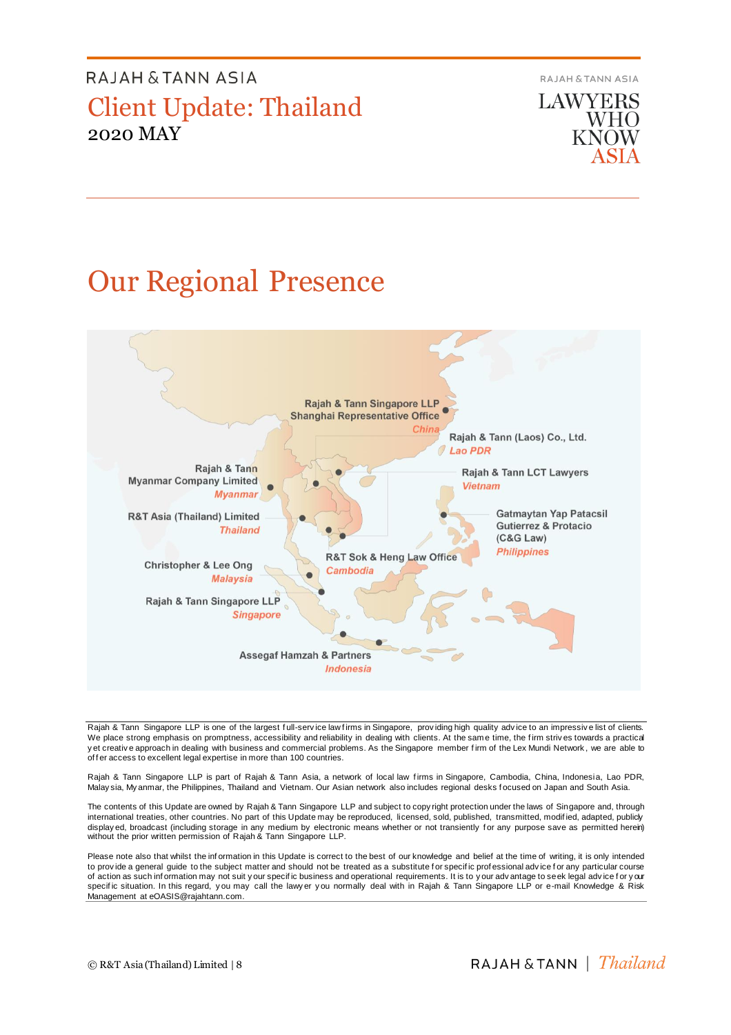# Our Regional Presence

Rajah & Tann Singapore LLP
Shanghai Representative Office
China

Rajah & Tann (Laos) Co., Ltd.
Lao PDR

Rajah & Tann
Myanmar Company Limited
Myanmar

Rajah & Tann LCT Lawyers
Vietnam

R&T Asia (Thailand) Limited
Thailand

Gatmaytan Yap Patacsil
Gutierrez & Protacio
(C&G Law)
Philippines

R&T Sok & Heng Law Office
Cambodia

Christopher & Lee Ong
Malaysia

Rajah & Tann Singapore LLP
Singapore

Assegaf Hamzah & Partners
Indonesia

Rajah & Tann Singapore LLP is one of the largest full-service law firms in Singapore, providing high quality advice to an impressive list of clients. We place strong emphasis on promptness, accessibility and reliability in dealing with clients. At the same time, the firm strives towards a practical yet creative approach in dealing with business and commercial problems. As the Singapore member firm of the Lex Mundi Network, we are able to offer access to excellent legal expertise in more than 100 countries.

Rajah & Tann Singapore LLP is part of Rajah & Tann Asia, a network of local law firms in Singapore, Cambodia, China, Indonesia, Lao PDR, Malaysia, Myanmar, the Philippines, Thailand and Vietnam. Our Asian network also includes regional desks focused on Japan and South Asia.

The contents of this Update are owned by Rajah & Tann Singapore LLP and subject to copyright protection under the laws of Singapore and, through international treaties, other countries. No part of this Update may be reproduced, licensed, sold, published, transmitted, modified, adapted, publicly displayed, broadcast (including storage in any medium by electronic means whether or not transiently for any purpose save as permitted herein) without the prior written permission of Rajah & Tann Singapore LLP.

Please note also that whilst the information in this Update is correct to the best of our knowledge and belief at the time of writing, it is only intended to provide a general guide to the subject matter and should not be treated as a substitute for specific professional advice for any particular course of action as such information may not suit your specific business and operational requirements. It is to your advantage to seek legal advice for your specific situation. In this regard, you may call the lawyer you normally deal with in Rajah & Tann Singapore LLP or e-mail Knowledge & Risk Management at eOASIS@rajahtann.com.